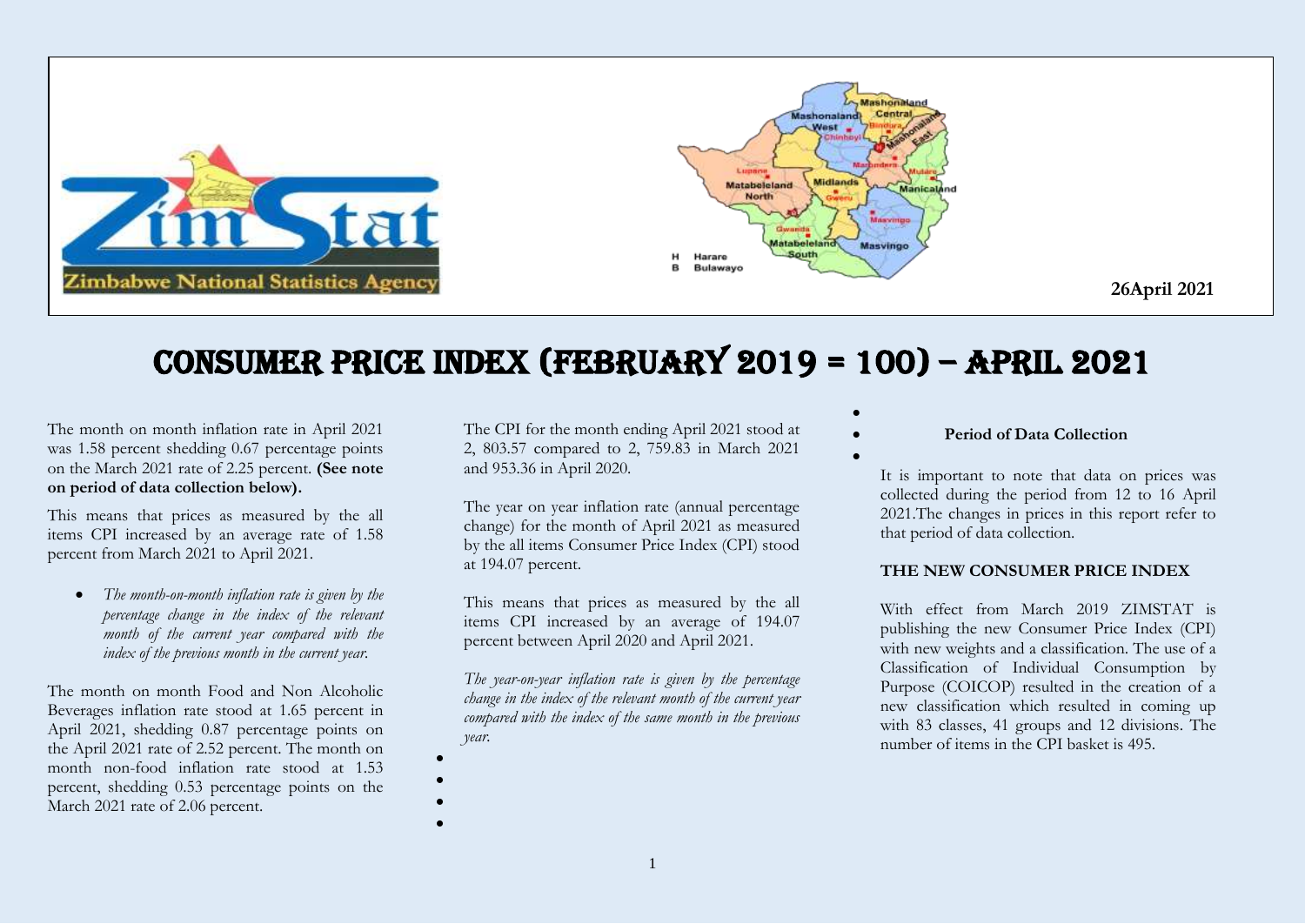26April 2021

# CONSUMER PRICE INDEX (FEBRUARY 2019 = 100) – APRIL 2021

The month on month inflation rate in April 2021 was 1.58 percent shedding 0.67 percentage points on the March 2021 rate of 2.25 percent. **(See note on period of data collection below).**

This means that prices as measured by the all items CPI increased by an average rate of 1.58 percent from March 2021 to April 2021.

- *The month-on-month inflation rate is given by the percentage change in the index of the relevant month of the current year compared with the index of the previous month in the current year.*

The month on month Food and Non Alcoholic Beverages inflation rate stood at 1.65 percent in April 2021, shedding 0.87 percentage points on the April 2021 rate of 2.52 percent. The month on month non-food inflation rate stood at 1.53 percent, shedding 0.53 percentage points on the March 2021 rate of 2.06 percent.

The CPI for the month ending April 2021 stood at 2, 803.57 compared to 2, 759.83 in March 2021 and 953.36 in April 2020.

The year on year inflation rate (annual percentage change) for the month of April 2021 as measured by the all items Consumer Price Index (CPI) stood at 194.07 percent.

This means that prices as measured by the all items CPI increased by an average of 194.07 percent between April 2020 and April 2021.

*The year-on-year inflation rate is given by the percentage change in the index of the relevant month of the current year compared with the index of the same month in the previous year.*

**Period of Data Collection**

It is important to note that data on prices was collected during the period from 12 to 16 April 2021.The changes in prices in this report refer to that period of data collection.

**THE NEW CONSUMER PRICE INDEX**

With effect from March 2019 ZIMSTAT is publishing the new Consumer Price Index (CPI) with new weights and a classification. The use of a Classification of Individual Consumption by Purpose (COICOP) resulted in the creation of a new classification which resulted in coming up with 83 classes, 41 groups and 12 divisions. The number of items in the CPI basket is 495.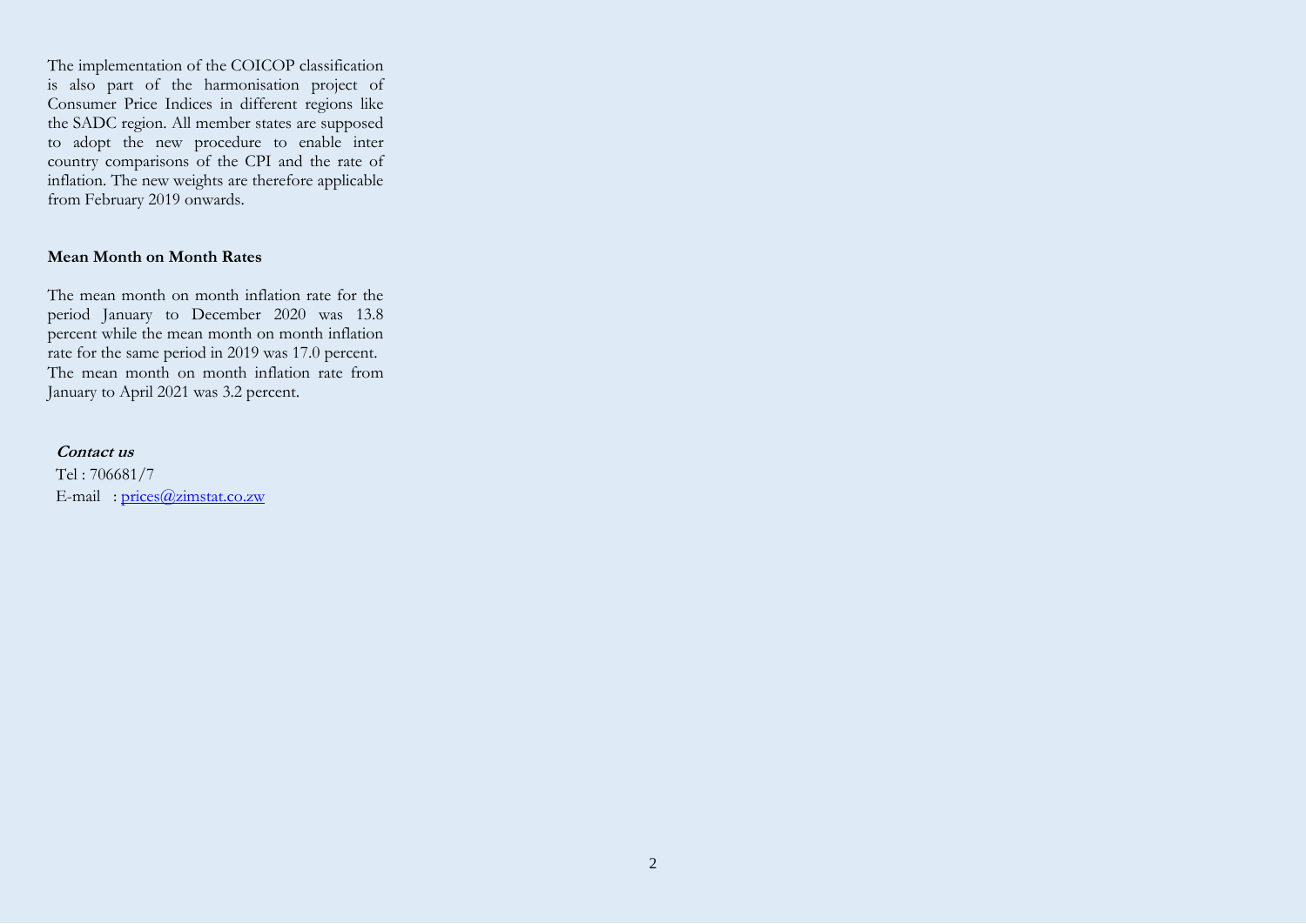The implementation of the COICOP classification is also part of the harmonisation project of Consumer Price Indices in different regions like the SADC region. All member states are supposed to adopt the new procedure to enable inter country comparisons of the CPI and the rate of inflation. The new weights are therefore applicable from February 2019 onwards.

**Mean Month on Month Rates**

The mean month on month inflation rate for the period January to December 2020 was 13.8 percent while the mean month on month inflation rate for the same period in 2019 was 17.0 percent. The mean month on month inflation rate from January to April 2021 was 3.2 percent.

***Contact us***

Tel : 706681/7

E-mail : prices@zimstat.co.zw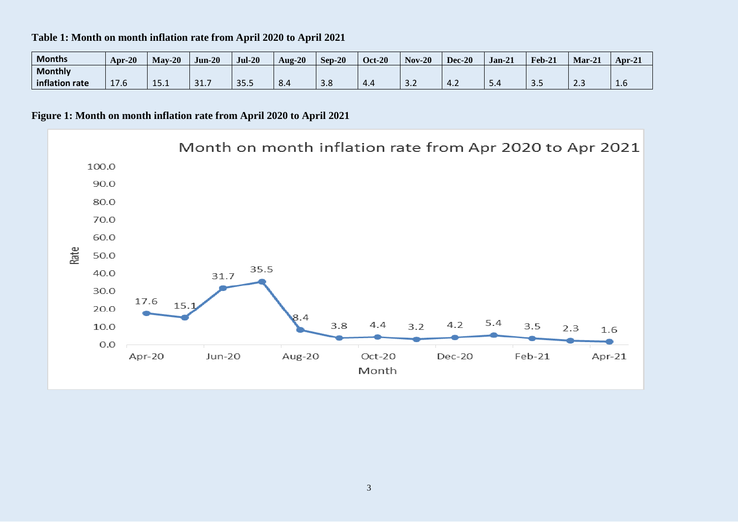**Table 1: Month on month inflation rate from April 2020 to April 2021**

| Months | Apr-20 | May-20 | Jun-20 | Jul-20 | Aug-20 | Sep-20 | Oct-20 | Nov-20 | Dec-20 | Jan-21 | Feb-21 | Mar-21 | Apr-21 |
|---|---|---|---|---|---|---|---|---|---|---|---|---|---|
| Monthly inflation rate | 17.6 | 15.1 | 31.7 | 35.5 | 8.4 | 3.8 | 4.4 | 3.2 | 4.2 | 5.4 | 3.5 | 2.3 | 1.6 |

**Figure 1: Month on month inflation rate from April 2020 to April 2021**

Month on month inflation rate from Apr 2020 to Apr 2021

Rate

100.0
90.0
80.0
70.0
60.0
50.0
40.0
30.0
20.0
10.0
0.0

17.6
15.1
31.7
35.5
8.4
3.8
4.4
3.2
4.2
5.4
3.5
2.3
1.6

Apr-20
Jun-20
Aug-20
Oct-20
Dec-20
Feb-21
Apr-21

Month